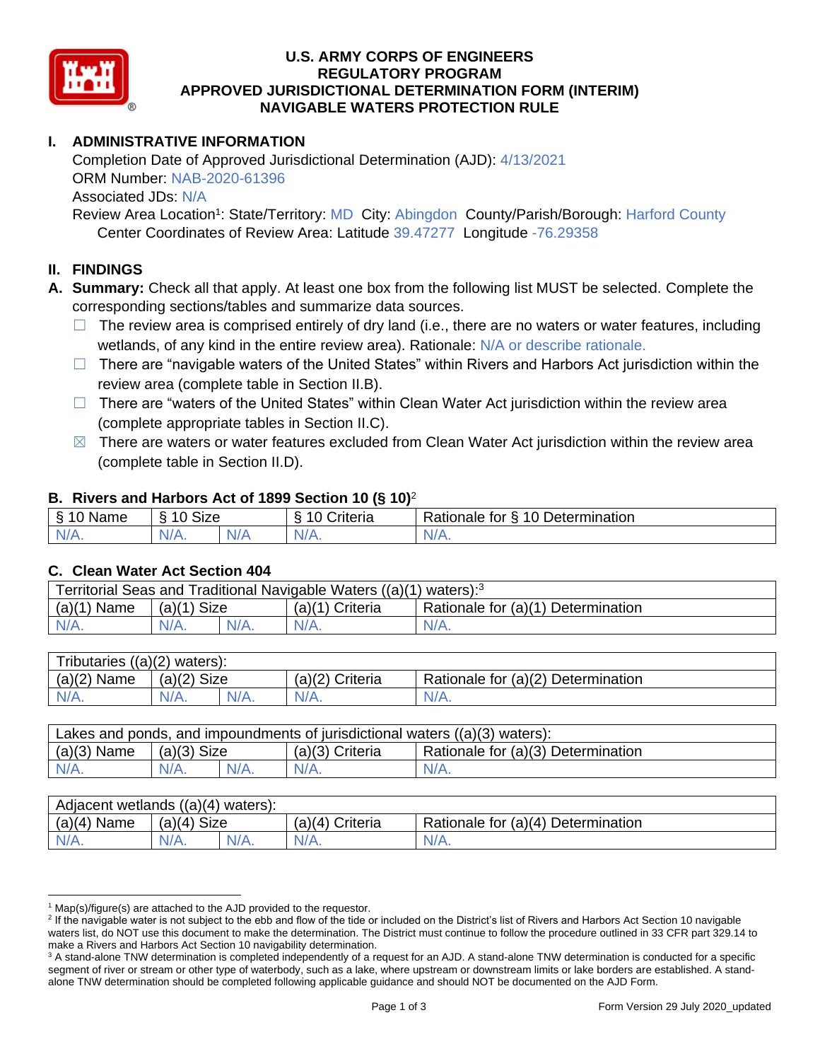# U.S. ARMY CORPS OF ENGINEERS
# REGULATORY PROGRAM
# APPROVED JURISDICTIONAL DETERMINATION FORM (INTERIM)
# NAVIGABLE WATERS PROTECTION RULE

## I. ADMINISTRATIVE INFORMATION

Completion Date of Approved Jurisdictional Determination (AJD): 4/13/2021
ORM Number: NAB-2020-61396
Associated JDs: N/A
Review Area Location[1]: State/Territory: MD City: Abingdon County/Parish/Borough: Harford County
Center Coordinates of Review Area: Latitude 39.47277 Longitude -76.29358

## II. FINDINGS

**A. Summary:** Check all that apply. At least one box from the following list MUST be selected. Complete the corresponding sections/tables and summarize data sources.

- ☐ The review area is comprised entirely of dry land (i.e., there are no waters or water features, including wetlands, of any kind in the entire review area). Rationale: N/A or describe rationale.
- ☐ There are "navigable waters of the United States" within Rivers and Harbors Act jurisdiction within the review area (complete table in Section II.B).
- ☐ There are "waters of the United States" within Clean Water Act jurisdiction within the review area (complete appropriate tables in Section II.C).
- ☒ There are waters or water features excluded from Clean Water Act jurisdiction within the review area (complete table in Section II.D).

### B. Rivers and Harbors Act of 1899 Section 10 (§ 10)[2]

| § 10 Name | § 10 Size | | § 10 Criteria | Rationale for § 10 Determination |
|---|---|---|---|---|
| N/A. | N/A. | N/A | N/A. | N/A. |

### C. Clean Water Act Section 404

| Territorial Seas and Traditional Navigable Waters ((a)(1) waters):[3] | | | | |
|---|---|---|---|---|
| (a)(1) Name | (a)(1) Size | | (a)(1) Criteria | Rationale for (a)(1) Determination |
| N/A. | N/A. | N/A. | N/A. | N/A. |

| Tributaries ((a)(2) waters): | | | | |
|---|---|---|---|---|
| (a)(2) Name | (a)(2) Size | | (a)(2) Criteria | Rationale for (a)(2) Determination |
| N/A. | N/A. | N/A. | N/A. | N/A. |

| Lakes and ponds, and impoundments of jurisdictional waters ((a)(3) waters): | | | | |
|---|---|---|---|---|
| (a)(3) Name | (a)(3) Size | | (a)(3) Criteria | Rationale for (a)(3) Determination |
| N/A. | N/A. | N/A. | N/A. | N/A. |

| Adjacent wetlands ((a)(4) waters): | | | | |
|---|---|---|---|---|
| (a)(4) Name | (a)(4) Size | | (a)(4) Criteria | Rationale for (a)(4) Determination |
| N/A. | N/A. | N/A. | N/A. | N/A. |

---

[1] Map(s)/figure(s) are attached to the AJD provided to the requestor.

[2] If the navigable water is not subject to the ebb and flow of the tide or included on the District's list of Rivers and Harbors Act Section 10 navigable waters list, do NOT use this document to make the determination. The District must continue to follow the procedure outlined in 33 CFR part 329.14 to make a Rivers and Harbors Act Section 10 navigability determination.

[3] A stand-alone TNW determination is completed independently of a request for an AJD. A stand-alone TNW determination is conducted for a specific segment of river or stream or other type of waterbody, such as a lake, where upstream or downstream limits or lake borders are established. A stand-alone TNW determination should be completed following applicable guidance and should NOT be documented on the AJD Form.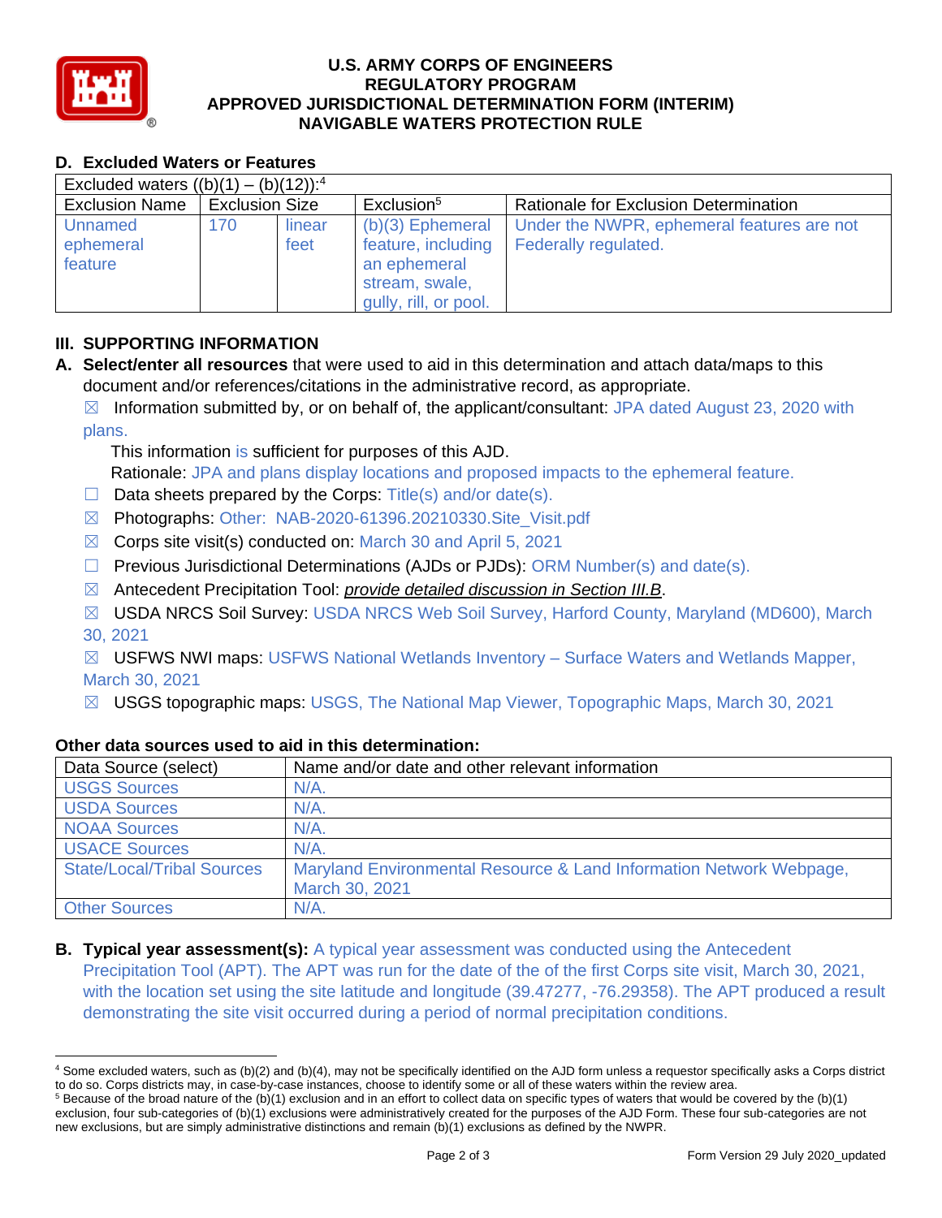## U.S. ARMY CORPS OF ENGINEERS REGULATORY PROGRAM APPROVED JURISDICTIONAL DETERMINATION FORM (INTERIM) NAVIGABLE WATERS PROTECTION RULE

### D. Excluded Waters or Features

| Excluded waters ((b)(1) – (b)(12)):[4] | | | | |
|---|---|---|---|---|
| Exclusion Name | Exclusion Size | | Exclusion[5] | Rationale for Exclusion Determination |
| Unnamed ephemeral feature | 170 | linear feet | (b)(3) Ephemeral feature, including an ephemeral stream, swale, gully, rill, or pool. | Under the NWPR, ephemeral features are not Federally regulated. |

## III. SUPPORTING INFORMATION

**A. Select/enter all resources** that were used to aid in this determination and attach data/maps to this document and/or references/citations in the administrative record, as appropriate.

☒ Information submitted by, or on behalf of, the applicant/consultant: JPA dated August 23, 2020 with plans.
This information is sufficient for purposes of this AJD.
Rationale: JPA and plans display locations and proposed impacts to the ephemeral feature.

☐ Data sheets prepared by the Corps: Title(s) and/or date(s).

☒ Photographs: Other: NAB-2020-61396.20210330.Site_Visit.pdf

☒ Corps site visit(s) conducted on: March 30 and April 5, 2021

☐ Previous Jurisdictional Determinations (AJDs or PJDs): ORM Number(s) and date(s).

☒ Antecedent Precipitation Tool: *provide detailed discussion in Section III.B*.

☒ USDA NRCS Soil Survey: USDA NRCS Web Soil Survey, Harford County, Maryland (MD600), March 30, 2021

☒ USFWS NWI maps: USFWS National Wetlands Inventory – Surface Waters and Wetlands Mapper, March 30, 2021

☒ USGS topographic maps: USGS, The National Map Viewer, Topographic Maps, March 30, 2021

**Other data sources used to aid in this determination:**

| Data Source (select) | Name and/or date and other relevant information |
|---|---|
| USGS Sources | N/A. |
| USDA Sources | N/A. |
| NOAA Sources | N/A. |
| USACE Sources | N/A. |
| State/Local/Tribal Sources | Maryland Environmental Resource & Land Information Network Webpage, March 30, 2021 |
| Other Sources | N/A. |

**B. Typical year assessment(s):** A typical year assessment was conducted using the Antecedent Precipitation Tool (APT). The APT was run for the date of the of the first Corps site visit, March 30, 2021, with the location set using the site latitude and longitude (39.47277, -76.29358). The APT produced a result demonstrating the site visit occurred during a period of normal precipitation conditions.

---

[4] Some excluded waters, such as (b)(2) and (b)(4), may not be specifically identified on the AJD form unless a requestor specifically asks a Corps district to do so. Corps districts may, in case-by-case instances, choose to identify some or all of these waters within the review area.

[5] Because of the broad nature of the (b)(1) exclusion and in an effort to collect data on specific types of waters that would be covered by the (b)(1) exclusion, four sub-categories of (b)(1) exclusions were administratively created for the purposes of the AJD Form. These four sub-categories are not new exclusions, but are simply administrative distinctions and remain (b)(1) exclusions as defined by the NWPR.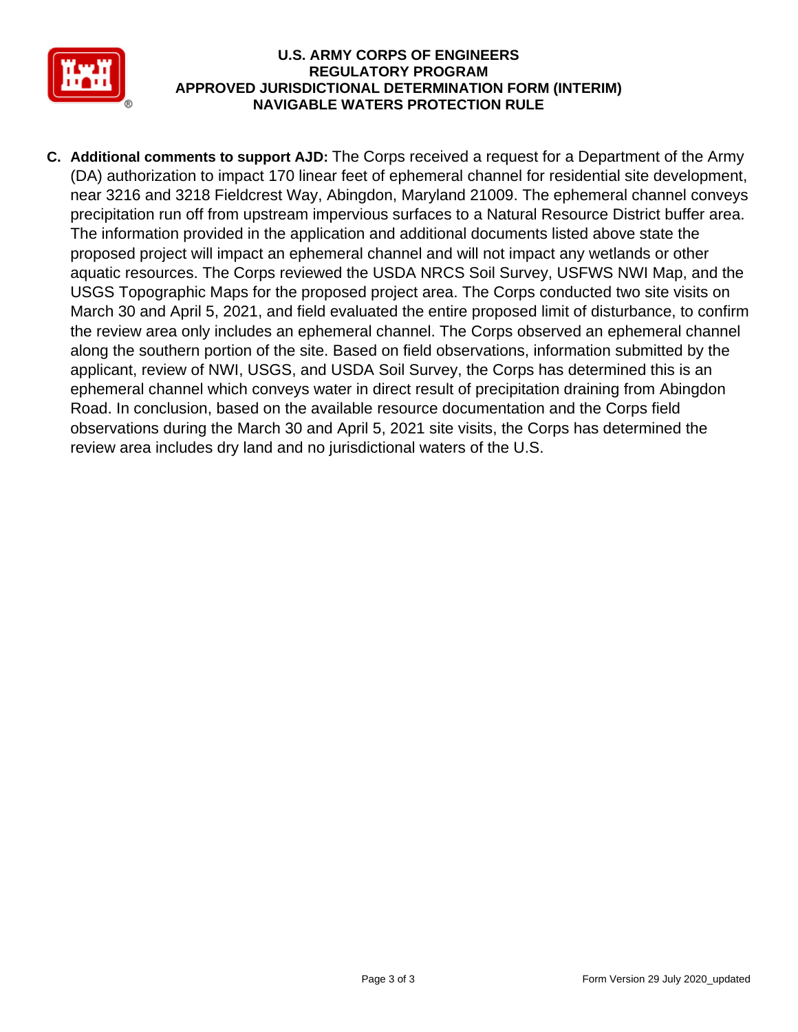**C. Additional comments to support AJD:** The Corps received a request for a Department of the Army (DA) authorization to impact 170 linear feet of ephemeral channel for residential site development, near 3216 and 3218 Fieldcrest Way, Abingdon, Maryland 21009. The ephemeral channel conveys precipitation run off from upstream impervious surfaces to a Natural Resource District buffer area. The information provided in the application and additional documents listed above state the proposed project will impact an ephemeral channel and will not impact any wetlands or other aquatic resources. The Corps reviewed the USDA NRCS Soil Survey, USFWS NWI Map, and the USGS Topographic Maps for the proposed project area. The Corps conducted two site visits on March 30 and April 5, 2021, and field evaluated the entire proposed limit of disturbance, to confirm the review area only includes an ephemeral channel. The Corps observed an ephemeral channel along the southern portion of the site. Based on field observations, information submitted by the applicant, review of NWI, USGS, and USDA Soil Survey, the Corps has determined this is an ephemeral channel which conveys water in direct result of precipitation draining from Abingdon Road. In conclusion, based on the available resource documentation and the Corps field observations during the March 30 and April 5, 2021 site visits, the Corps has determined the review area includes dry land and no jurisdictional waters of the U.S.